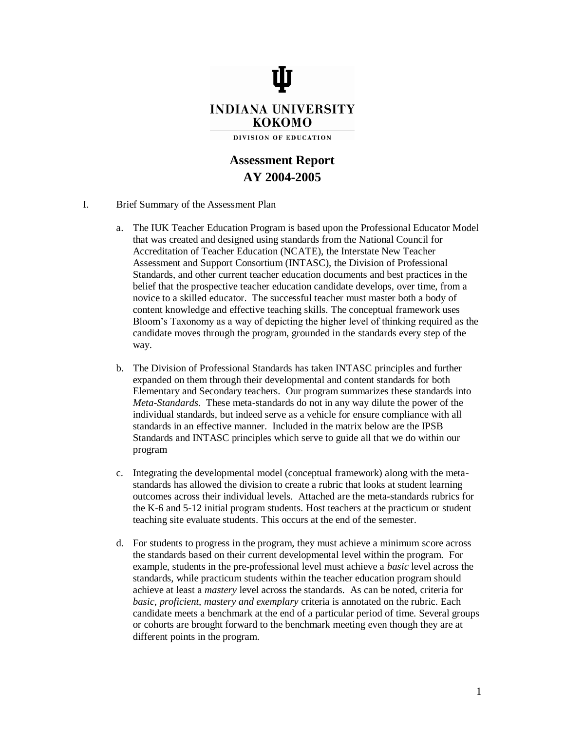INDIANA UNIVERSITY
KOKOMO

DIVISION OF EDUCATION

# Assessment Report
# AY 2004-2005

I. Brief Summary of the Assessment Plan

a. The IUK Teacher Education Program is based upon the Professional Educator Model that was created and designed using standards from the National Council for Accreditation of Teacher Education (NCATE), the Interstate New Teacher Assessment and Support Consortium (INTASC), the Division of Professional Standards, and other current teacher education documents and best practices in the belief that the prospective teacher education candidate develops, over time, from a novice to a skilled educator. The successful teacher must master both a body of content knowledge and effective teaching skills. The conceptual framework uses Bloom's Taxonomy as a way of depicting the higher level of thinking required as the candidate moves through the program, grounded in the standards every step of the way.

b. The Division of Professional Standards has taken INTASC principles and further expanded on them through their developmental and content standards for both Elementary and Secondary teachers. Our program summarizes these standards into *Meta-Standards.* These meta-standards do not in any way dilute the power of the individual standards, but indeed serve as a vehicle for ensure compliance with all standards in an effective manner. Included in the matrix below are the IPSB Standards and INTASC principles which serve to guide all that we do within our program

c. Integrating the developmental model (conceptual framework) along with the meta-standards has allowed the division to create a rubric that looks at student learning outcomes across their individual levels. Attached are the meta-standards rubrics for the K-6 and 5-12 initial program students. Host teachers at the practicum or student teaching site evaluate students. This occurs at the end of the semester.

d. For students to progress in the program, they must achieve a minimum score across the standards based on their current developmental level within the program. For example, students in the pre-professional level must achieve a *basic* level across the standards, while practicum students within the teacher education program should achieve at least a *mastery* level across the standards. As can be noted, criteria for *basic, proficient, mastery and exemplary* criteria is annotated on the rubric. Each candidate meets a benchmark at the end of a particular period of time. Several groups or cohorts are brought forward to the benchmark meeting even though they are at different points in the program.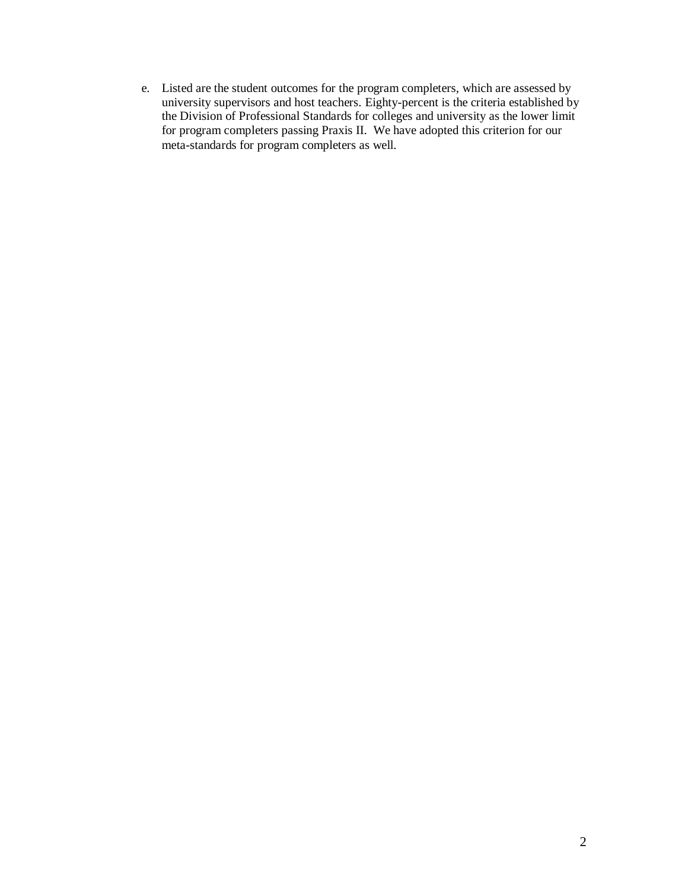e. Listed are the student outcomes for the program completers, which are assessed by university supervisors and host teachers. Eighty-percent is the criteria established by the Division of Professional Standards for colleges and university as the lower limit for program completers passing Praxis II. We have adopted this criterion for our meta-standards for program completers as well.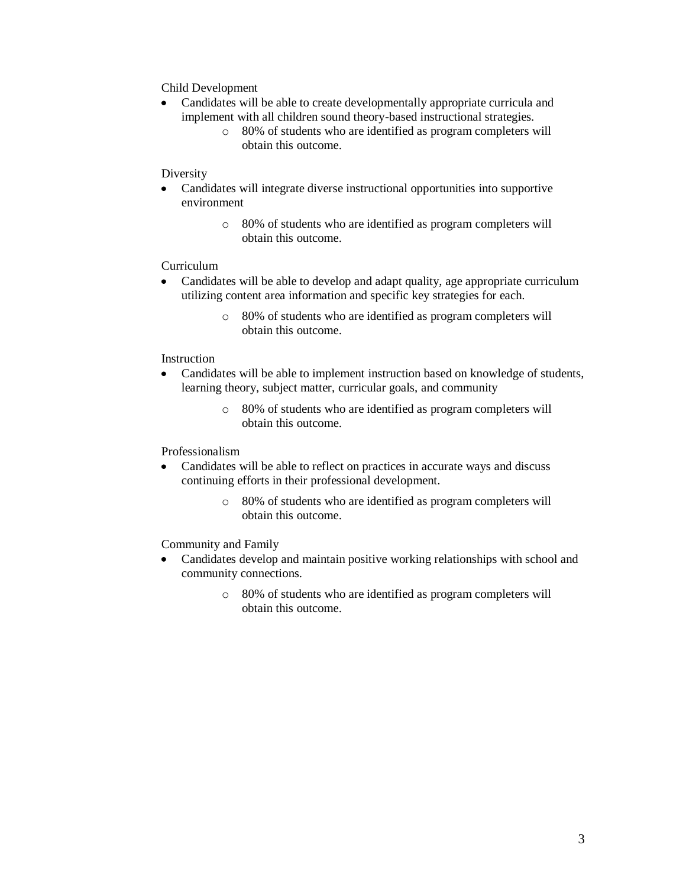Child Development

- Candidates will be able to create developmentally appropriate curricula and implement with all children sound theory-based instructional strategies.
  - 80% of students who are identified as program completers will obtain this outcome.

Diversity

- Candidates will integrate diverse instructional opportunities into supportive environment
  - 80% of students who are identified as program completers will obtain this outcome.

Curriculum

- Candidates will be able to develop and adapt quality, age appropriate curriculum utilizing content area information and specific key strategies for each.
  - 80% of students who are identified as program completers will obtain this outcome.

Instruction

- Candidates will be able to implement instruction based on knowledge of students, learning theory, subject matter, curricular goals, and community
  - 80% of students who are identified as program completers will obtain this outcome.

Professionalism

- Candidates will be able to reflect on practices in accurate ways and discuss continuing efforts in their professional development.
  - 80% of students who are identified as program completers will obtain this outcome.

Community and Family

- Candidates develop and maintain positive working relationships with school and community connections.
  - 80% of students who are identified as program completers will obtain this outcome.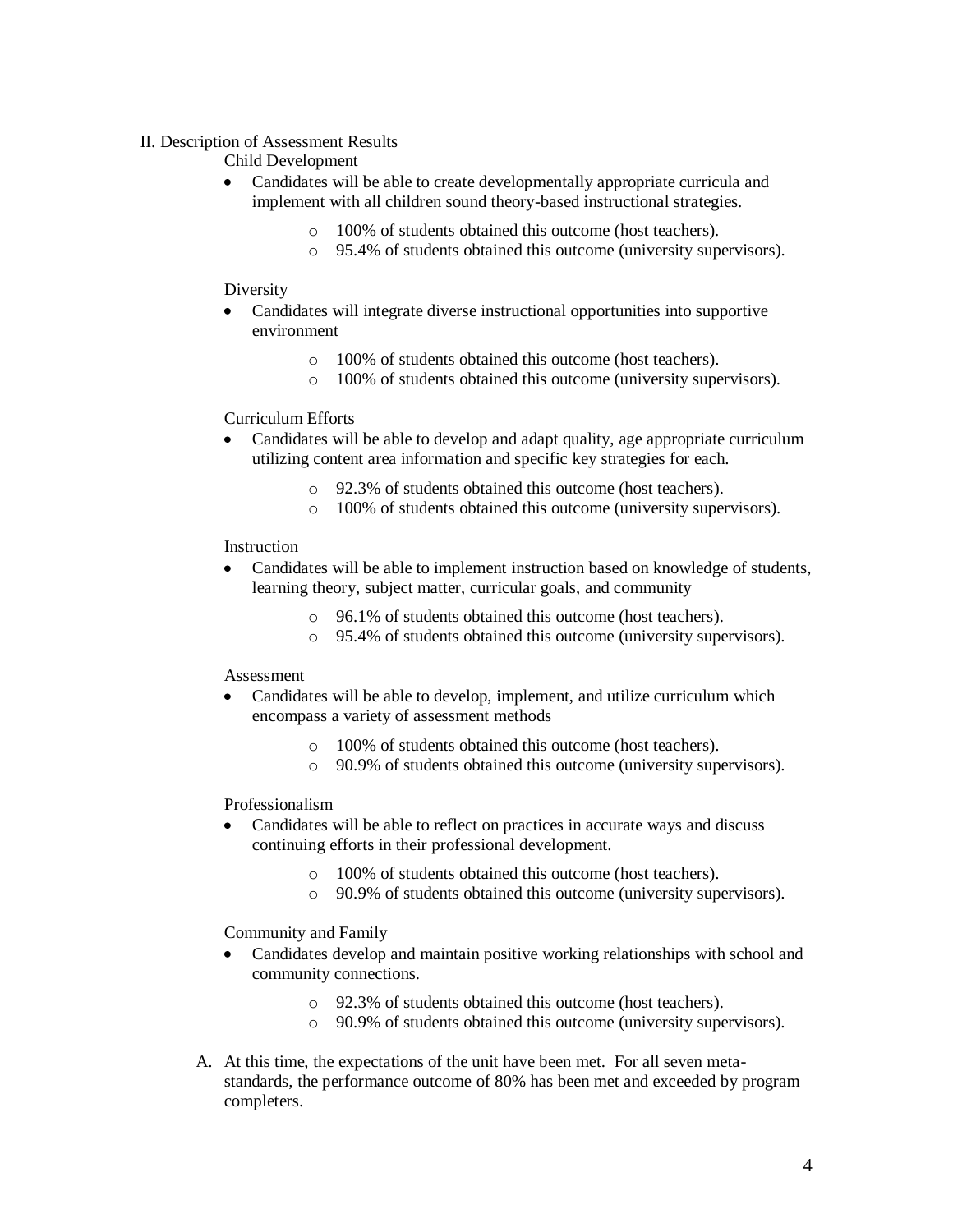## II. Description of Assessment Results

Child Development

- Candidates will be able to create developmentally appropriate curricula and implement with all children sound theory-based instructional strategies.
    - 100% of students obtained this outcome (host teachers).
    - 95.4% of students obtained this outcome (university supervisors).

Diversity

- Candidates will integrate diverse instructional opportunities into supportive environment
    - 100% of students obtained this outcome (host teachers).
    - 100% of students obtained this outcome (university supervisors).

Curriculum Efforts

- Candidates will be able to develop and adapt quality, age appropriate curriculum utilizing content area information and specific key strategies for each.
    - 92.3% of students obtained this outcome (host teachers).
    - 100% of students obtained this outcome (university supervisors).

Instruction

- Candidates will be able to implement instruction based on knowledge of students, learning theory, subject matter, curricular goals, and community
    - 96.1% of students obtained this outcome (host teachers).
    - 95.4% of students obtained this outcome (university supervisors).

Assessment

- Candidates will be able to develop, implement, and utilize curriculum which encompass a variety of assessment methods
    - 100% of students obtained this outcome (host teachers).
    - 90.9% of students obtained this outcome (university supervisors).

Professionalism

- Candidates will be able to reflect on practices in accurate ways and discuss continuing efforts in their professional development.
    - 100% of students obtained this outcome (host teachers).
    - 90.9% of students obtained this outcome (university supervisors).

Community and Family

- Candidates develop and maintain positive working relationships with school and community connections.
    - 92.3% of students obtained this outcome (host teachers).
    - 90.9% of students obtained this outcome (university supervisors).

A. At this time, the expectations of the unit have been met. For all seven meta-standards, the performance outcome of 80% has been met and exceeded by program completers.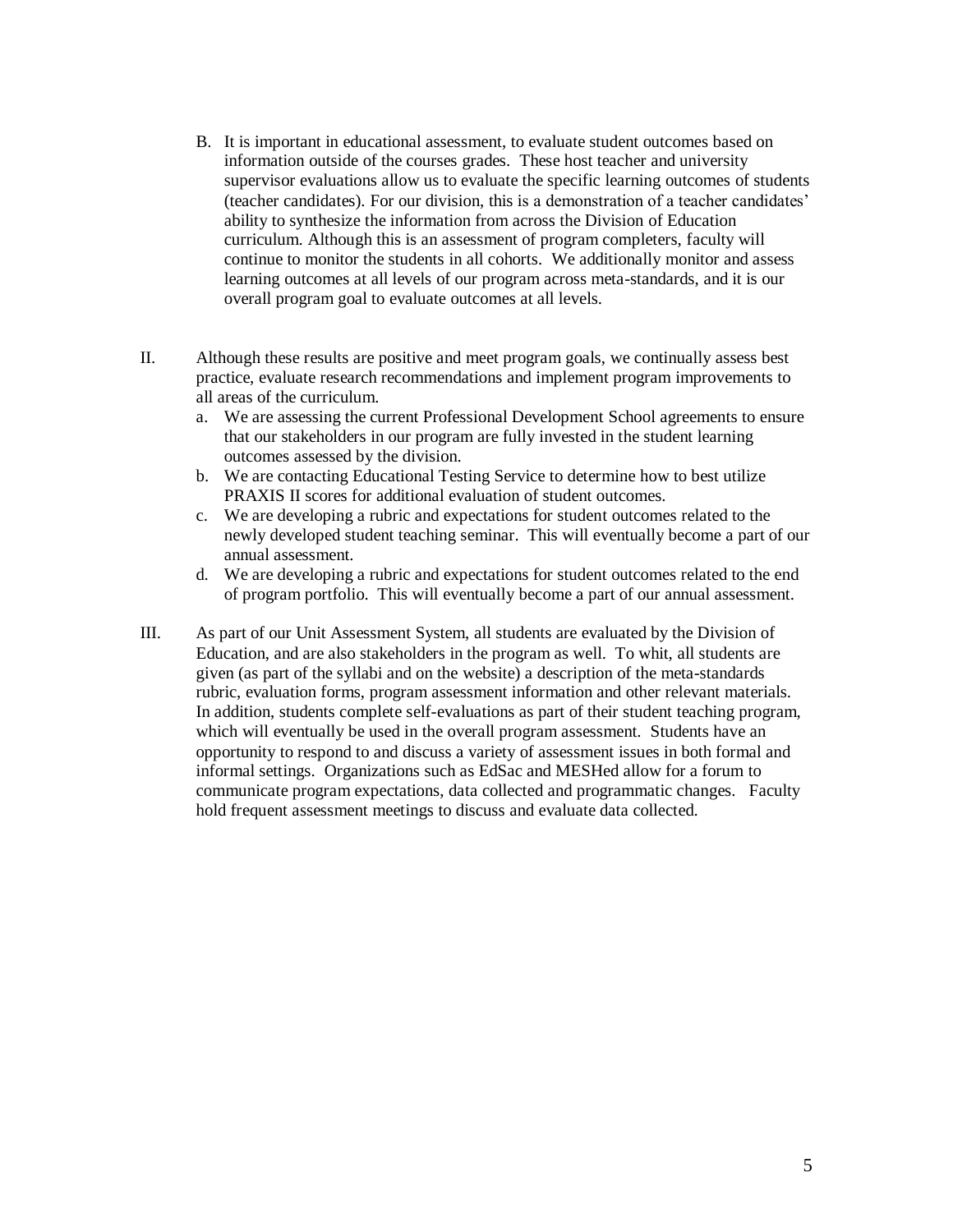B. It is important in educational assessment, to evaluate student outcomes based on information outside of the courses grades. These host teacher and university supervisor evaluations allow us to evaluate the specific learning outcomes of students (teacher candidates). For our division, this is a demonstration of a teacher candidates' ability to synthesize the information from across the Division of Education curriculum. Although this is an assessment of program completers, faculty will continue to monitor the students in all cohorts. We additionally monitor and assess learning outcomes at all levels of our program across meta-standards, and it is our overall program goal to evaluate outcomes at all levels.

II. Although these results are positive and meet program goals, we continually assess best practice, evaluate research recommendations and implement program improvements to all areas of the curriculum.

   a. We are assessing the current Professional Development School agreements to ensure that our stakeholders in our program are fully invested in the student learning outcomes assessed by the division.
   b. We are contacting Educational Testing Service to determine how to best utilize PRAXIS II scores for additional evaluation of student outcomes.
   c. We are developing a rubric and expectations for student outcomes related to the newly developed student teaching seminar. This will eventually become a part of our annual assessment.
   d. We are developing a rubric and expectations for student outcomes related to the end of program portfolio. This will eventually become a part of our annual assessment.

III. As part of our Unit Assessment System, all students are evaluated by the Division of Education, and are also stakeholders in the program as well. To whit, all students are given (as part of the syllabi and on the website) a description of the meta-standards rubric, evaluation forms, program assessment information and other relevant materials. In addition, students complete self-evaluations as part of their student teaching program, which will eventually be used in the overall program assessment. Students have an opportunity to respond to and discuss a variety of assessment issues in both formal and informal settings. Organizations such as EdSac and MESHed allow for a forum to communicate program expectations, data collected and programmatic changes. Faculty hold frequent assessment meetings to discuss and evaluate data collected.